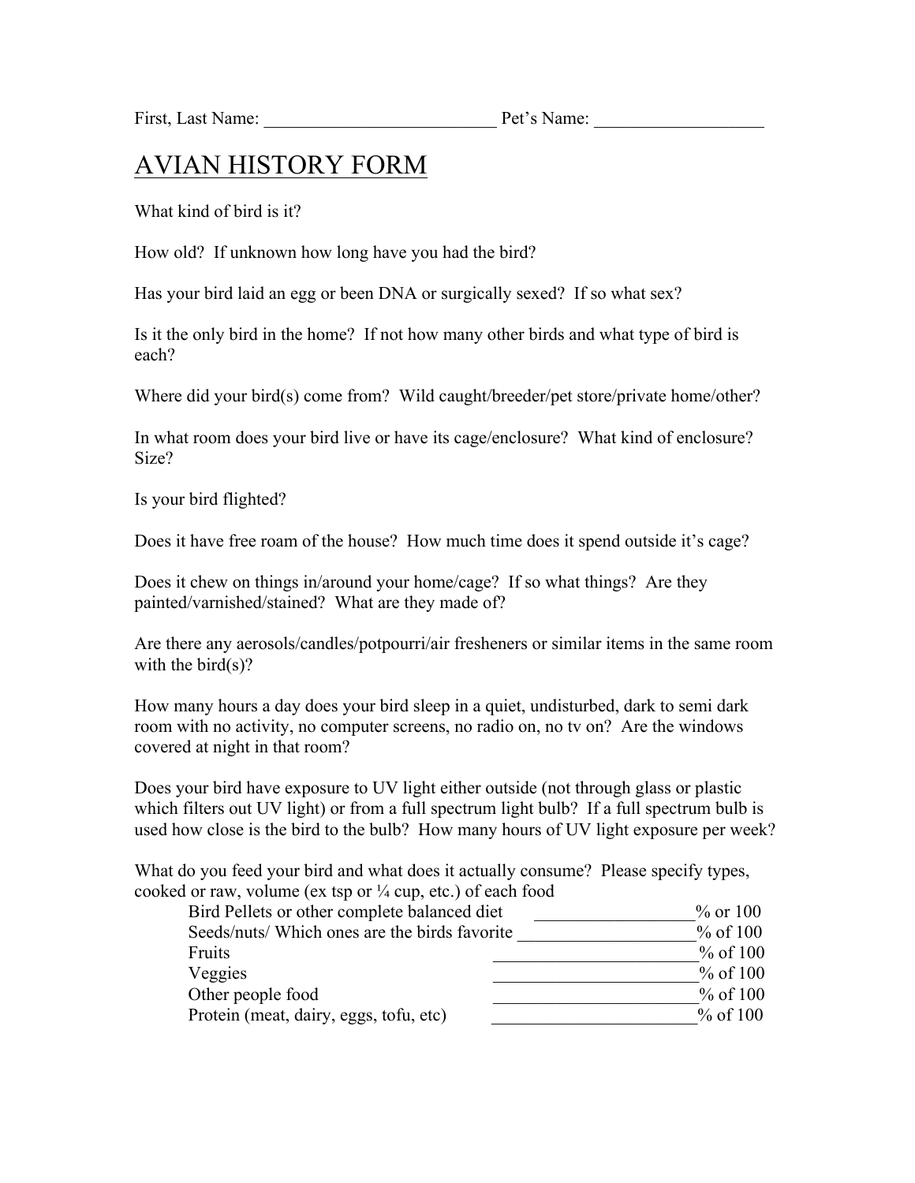First, Last Name: __________________________ Pet's Name: ___________________

# AVIAN HISTORY FORM

What kind of bird is it?

How old? If unknown how long have you had the bird?

Has your bird laid an egg or been DNA or surgically sexed? If so what sex?

Is it the only bird in the home? If not how many other birds and what type of bird is each?

Where did your bird(s) come from? Wild caught/breeder/pet store/private home/other?

In what room does your bird live or have its cage/enclosure? What kind of enclosure? Size?

Is your bird flighted?

Does it have free roam of the house? How much time does it spend outside it's cage?

Does it chew on things in/around your home/cage? If so what things? Are they painted/varnished/stained? What are they made of?

Are there any aerosols/candles/potpourri/air fresheners or similar items in the same room with the bird(s)?

How many hours a day does your bird sleep in a quiet, undisturbed, dark to semi dark room with no activity, no computer screens, no radio on, no tv on? Are the windows covered at night in that room?

Does your bird have exposure to UV light either outside (not through glass or plastic which filters out UV light) or from a full spectrum light bulb? If a full spectrum bulb is used how close is the bird to the bulb? How many hours of UV light exposure per week?

What do you feed your bird and what does it actually consume? Please specify types, cooked or raw, volume (ex tsp or ¼ cup, etc.) of each food

Bird Pellets or other complete balanced diet __________________% or 100
Seeds/nuts/ Which ones are the birds favorite ___________________% of 100
Fruits _______________________% of 100
Veggies _______________________% of 100
Other people food _______________________% of 100
Protein (meat, dairy, eggs, tofu, etc) _______________________% of 100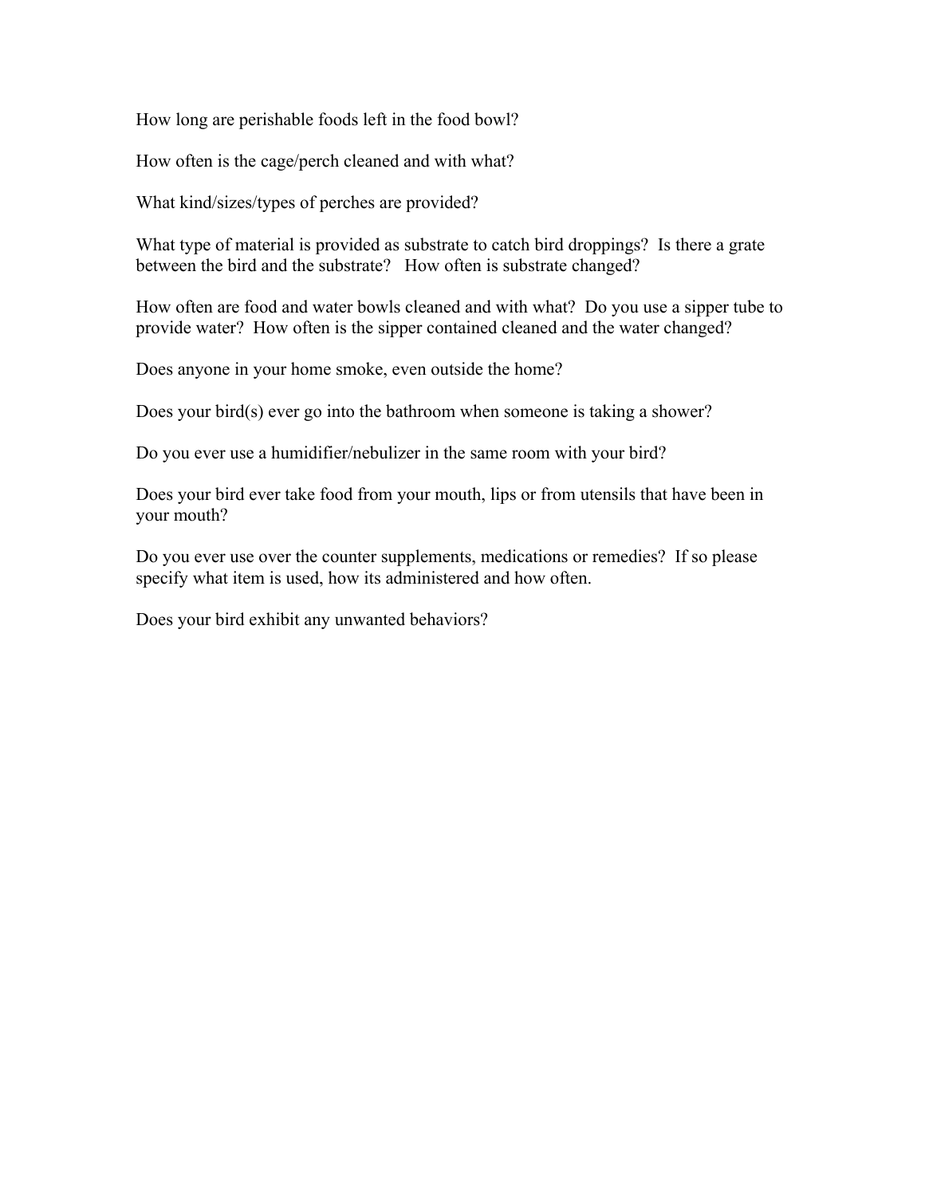How long are perishable foods left in the food bowl?

How often is the cage/perch cleaned and with what?

What kind/sizes/types of perches are provided?

What type of material is provided as substrate to catch bird droppings? Is there a grate between the bird and the substrate? How often is substrate changed?

How often are food and water bowls cleaned and with what? Do you use a sipper tube to provide water? How often is the sipper contained cleaned and the water changed?

Does anyone in your home smoke, even outside the home?

Does your bird(s) ever go into the bathroom when someone is taking a shower?

Do you ever use a humidifier/nebulizer in the same room with your bird?

Does your bird ever take food from your mouth, lips or from utensils that have been in your mouth?

Do you ever use over the counter supplements, medications or remedies? If so please specify what item is used, how its administered and how often.

Does your bird exhibit any unwanted behaviors?